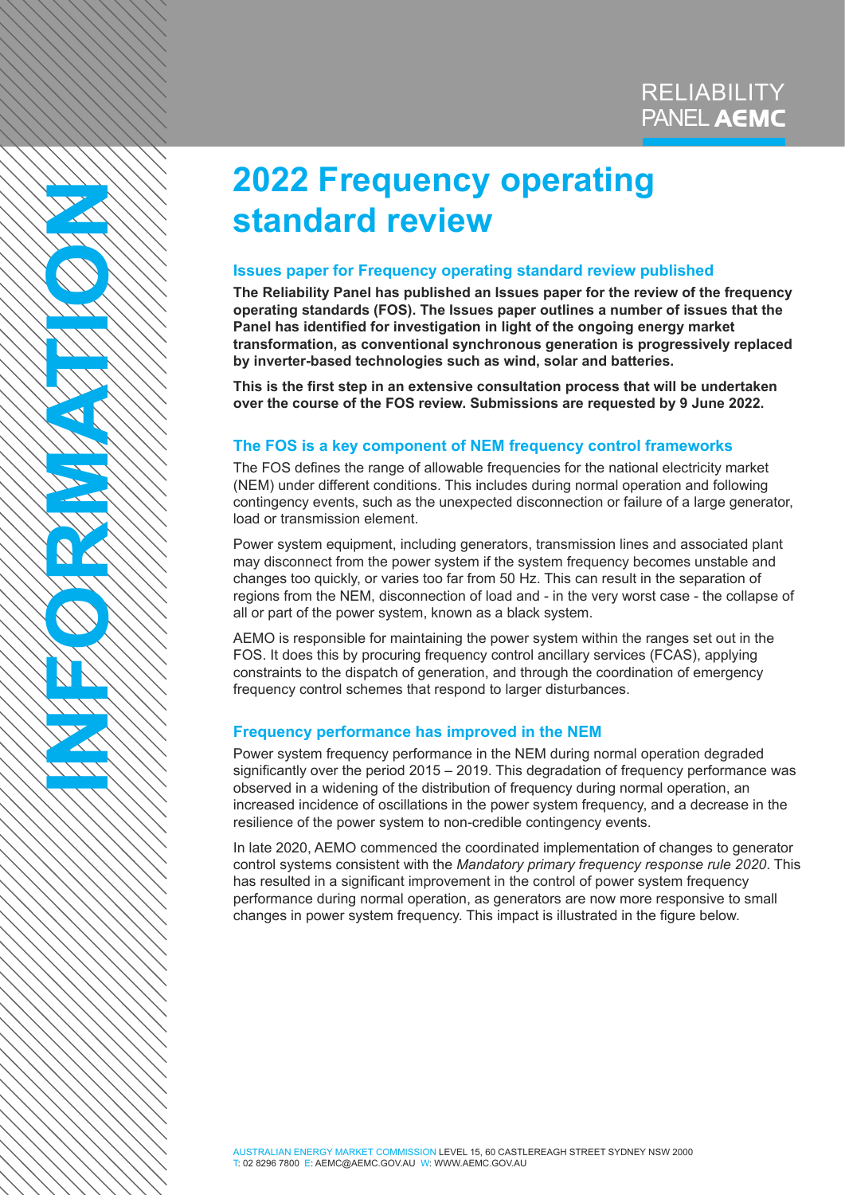# 2022 Frequency operating standard review

## Issues paper for Frequency operating standard review published

**The Reliability Panel has published an Issues paper for the review of the frequency operating standards (FOS). The Issues paper outlines a number of issues that the Panel has identified for investigation in light of the ongoing energy market transformation, as conventional synchronous generation is progressively replaced by inverter-based technologies such as wind, solar and batteries.**

**This is the first step in an extensive consultation process that will be undertaken over the course of the FOS review. Submissions are requested by 9 June 2022.**

## The FOS is a key component of NEM frequency control frameworks

The FOS defines the range of allowable frequencies for the national electricity market (NEM) under different conditions. This includes during normal operation and following contingency events, such as the unexpected disconnection or failure of a large generator, load or transmission element.

Power system equipment, including generators, transmission lines and associated plant may disconnect from the power system if the system frequency becomes unstable and changes too quickly, or varies too far from 50 Hz. This can result in the separation of regions from the NEM, disconnection of load and - in the very worst case - the collapse of all or part of the power system, known as a black system.

AEMO is responsible for maintaining the power system within the ranges set out in the FOS. It does this by procuring frequency control ancillary services (FCAS), applying constraints to the dispatch of generation, and through the coordination of emergency frequency control schemes that respond to larger disturbances.

## Frequency performance has improved in the NEM

Power system frequency performance in the NEM during normal operation degraded significantly over the period 2015 – 2019. This degradation of frequency performance was observed in a widening of the distribution of frequency during normal operation, an increased incidence of oscillations in the power system frequency, and a decrease in the resilience of the power system to non-credible contingency events.

In late 2020, AEMO commenced the coordinated implementation of changes to generator control systems consistent with the *Mandatory primary frequency response rule 2020*. This has resulted in a significant improvement in the control of power system frequency performance during normal operation, as generators are now more responsive to small changes in power system frequency. This impact is illustrated in the figure below.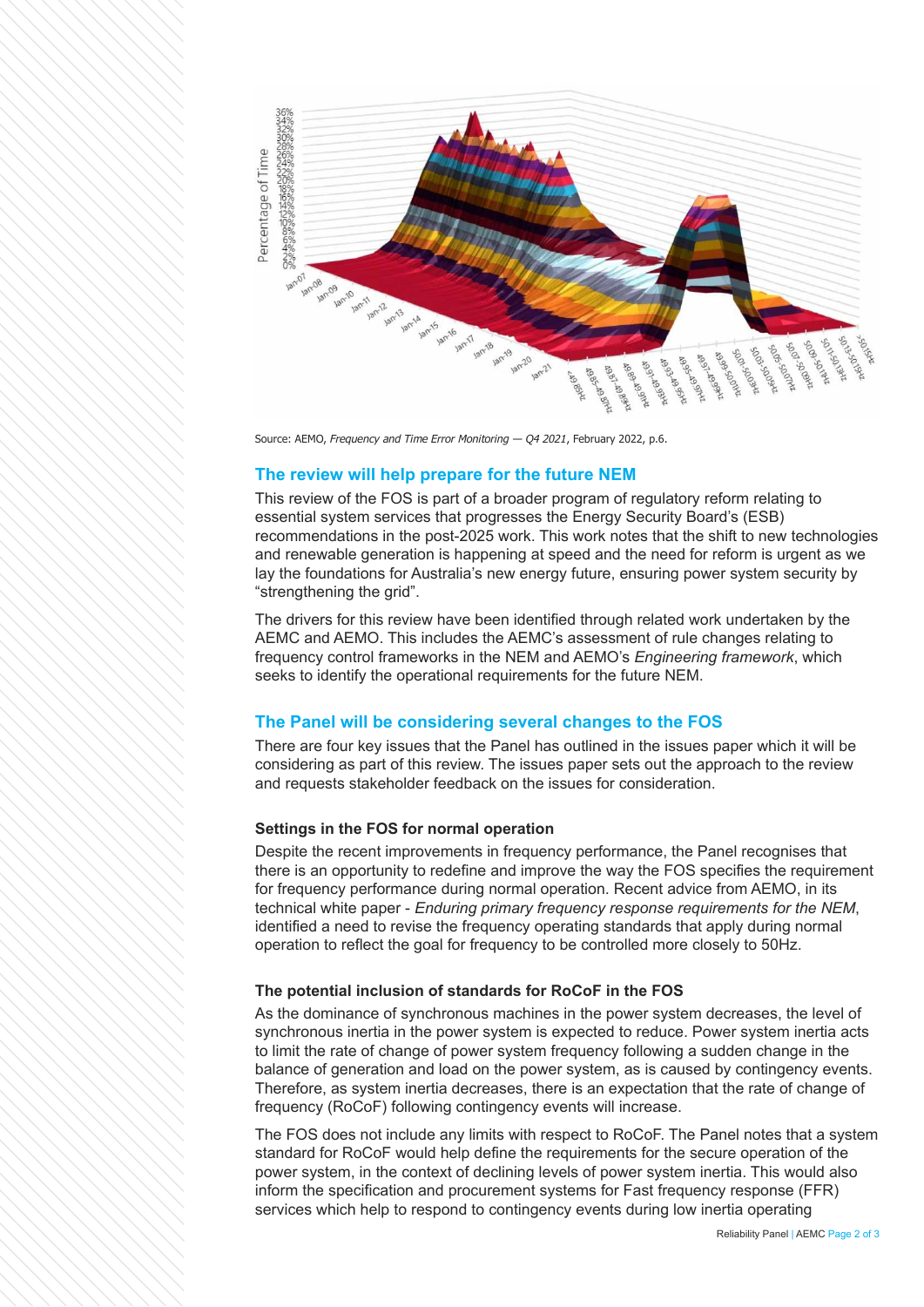Source: AEMO, *Frequency and Time Error Monitoring — Q4 2021*, February 2022, p.6.

## The review will help prepare for the future NEM

This review of the FOS is part of a broader program of regulatory reform relating to essential system services that progresses the Energy Security Board's (ESB) recommendations in the post-2025 work. This work notes that the shift to new technologies and renewable generation is happening at speed and the need for reform is urgent as we lay the foundations for Australia's new energy future, ensuring power system security by "strengthening the grid".

The drivers for this review have been identified through related work undertaken by the AEMC and AEMO. This includes the AEMC's assessment of rule changes relating to frequency control frameworks in the NEM and AEMO's *Engineering framework*, which seeks to identify the operational requirements for the future NEM.

## The Panel will be considering several changes to the FOS

There are four key issues that the Panel has outlined in the issues paper which it will be considering as part of this review. The issues paper sets out the approach to the review and requests stakeholder feedback on the issues for consideration.

### Settings in the FOS for normal operation

Despite the recent improvements in frequency performance, the Panel recognises that there is an opportunity to redefine and improve the way the FOS specifies the requirement for frequency performance during normal operation. Recent advice from AEMO, in its technical white paper - *Enduring primary frequency response requirements for the NEM*, identified a need to revise the frequency operating standards that apply during normal operation to reflect the goal for frequency to be controlled more closely to 50Hz.

### The potential inclusion of standards for RoCoF in the FOS

As the dominance of synchronous machines in the power system decreases, the level of synchronous inertia in the power system is expected to reduce. Power system inertia acts to limit the rate of change of power system frequency following a sudden change in the balance of generation and load on the power system, as is caused by contingency events. Therefore, as system inertia decreases, there is an expectation that the rate of change of frequency (RoCoF) following contingency events will increase.

The FOS does not include any limits with respect to RoCoF. The Panel notes that a system standard for RoCoF would help define the requirements for the secure operation of the power system, in the context of declining levels of power system inertia. This would also inform the specification and procurement systems for Fast frequency response (FFR) services which help to respond to contingency events during low inertia operating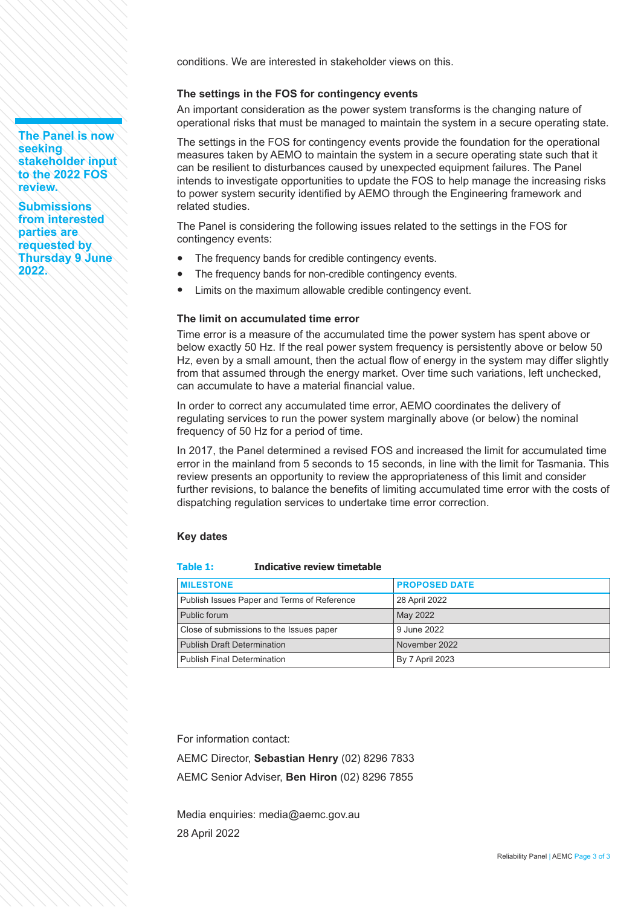conditions. We are interested in stakeholder views on this.

**The Panel is now seeking stakeholder input to the 2022 FOS review.**

**Submissions from interested parties are requested by Thursday 9 June 2022.**

### The settings in the FOS for contingency events

An important consideration as the power system transforms is the changing nature of operational risks that must be managed to maintain the system in a secure operating state.

The settings in the FOS for contingency events provide the foundation for the operational measures taken by AEMO to maintain the system in a secure operating state such that it can be resilient to disturbances caused by unexpected equipment failures. The Panel intends to investigate opportunities to update the FOS to help manage the increasing risks to power system security identified by AEMO through the Engineering framework and related studies.

The Panel is considering the following issues related to the settings in the FOS for contingency events:

- The frequency bands for credible contingency events.
- The frequency bands for non-credible contingency events.
- Limits on the maximum allowable credible contingency event.

### The limit on accumulated time error

Time error is a measure of the accumulated time the power system has spent above or below exactly 50 Hz. If the real power system frequency is persistently above or below 50 Hz, even by a small amount, then the actual flow of energy in the system may differ slightly from that assumed through the energy market. Over time such variations, left unchecked, can accumulate to have a material financial value.

In order to correct any accumulated time error, AEMO coordinates the delivery of regulating services to run the power system marginally above (or below) the nominal frequency of 50 Hz for a period of time.

In 2017, the Panel determined a revised FOS and increased the limit for accumulated time error in the mainland from 5 seconds to 15 seconds, in line with the limit for Tasmania. This review presents an opportunity to review the appropriateness of this limit and consider further revisions, to balance the benefits of limiting accumulated time error with the costs of dispatching regulation services to undertake time error correction.

### Key dates

**Table 1: Indicative review timetable**

| MILESTONE | PROPOSED DATE |
| --- | --- |
| Publish Issues Paper and Terms of Reference | 28 April 2022 |
| Public forum | May 2022 |
| Close of submissions to the Issues paper | 9 June 2022 |
| Publish Draft Determination | November 2022 |
| Publish Final Determination | By 7 April 2023 |

For information contact:

AEMC Director, **Sebastian Henry** (02) 8296 7833

AEMC Senior Adviser, **Ben Hiron** (02) 8296 7855

Media enquiries: media@aemc.gov.au

28 April 2022